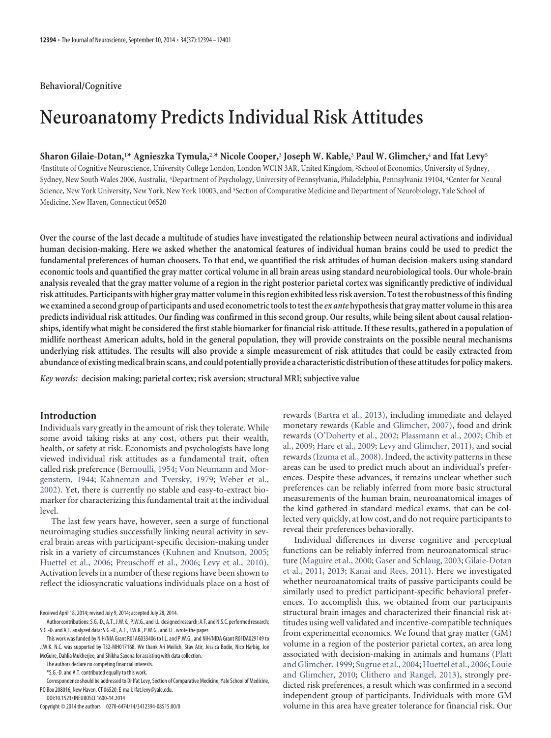Behavioral/Cognitive

# Neuroanatomy Predicts Individual Risk Attitudes

**Sharon Gilaie-Dotan,[1]* Agnieszka Tymula,[2,]* Nicole Cooper,[3] Joseph W. Kable,[3] Paul W. Glimcher,[4] and Ifat Levy[5]**

[1]Institute of Cognitive Neuroscience, University College London, London WC1N 3AR, United Kingdom, [2]School of Economics, University of Sydney, Sydney, New South Wales 2006, Australia, [3]Department of Psychology, University of Pennsylvania, Philadelphia, Pennsylvania 19104, [4]Center for Neural Science, New York University, New York, New York 10003, and [5]Section of Comparative Medicine and Department of Neurobiology, Yale School of Medicine, New Haven, Connecticut 06520

**Over the course of the last decade a multitude of studies have investigated the relationship between neural activations and individual human decision-making. Here we asked whether the anatomical features of individual human brains could be used to predict the fundamental preferences of human choosers. To that end, we quantified the risk attitudes of human decision-makers using standard economic tools and quantified the gray matter cortical volume in all brain areas using standard neurobiological tools. Our whole-brain analysis revealed that the gray matter volume of a region in the right posterior parietal cortex was significantly predictive of individual risk attitudes. Participants with higher gray matter volume in this region exhibited less risk aversion. To test the robustness of this finding we examined a second group of participants and used econometric tools to test the *ex ante* hypothesis that gray matter volume in this area predicts individual risk attitudes. Our finding was confirmed in this second group. Our results, while being silent about causal relationships, identify what might be considered the first stable biomarker for financial risk-attitude. If these results, gathered in a population of midlife northeast American adults, hold in the general population, they will provide constraints on the possible neural mechanisms underlying risk attitudes. The results will also provide a simple measurement of risk attitudes that could be easily extracted from abundance of existing medical brain scans, and could potentially provide a characteristic distribution of these attitudes for policy makers.**

*Key words:* decision making; parietal cortex; risk aversion; structural MRI; subjective value

## Introduction

Individuals vary greatly in the amount of risk they tolerate. While some avoid taking risks at any cost, others put their wealth, health, or safety at risk. Economists and psychologists have long viewed individual risk attitudes as a fundamental trait, often called risk preference (Bernoulli, 1954; Von Neumann and Morgenstern, 1944; Kahneman and Tversky, 1979; Weber et al., 2002). Yet, there is currently no stable and easy-to-extract biomarker for characterizing this fundamental trait at the individual level.

The last few years have, however, seen a surge of functional neuroimaging studies successfully linking neural activity in several brain areas with participant-specific decision-making under risk in a variety of circumstances (Kuhnen and Knutson, 2005; Huettel et al., 2006; Preuschoff et al., 2006; Levy et al., 2010). Activation levels in a number of these regions have been shown to reflect the idiosyncratic valuations individuals place on a host of rewards (Bartra et al., 2013), including immediate and delayed monetary rewards (Kable and Glimcher, 2007), food and drink rewards (O'Doherty et al., 2002; Plassmann et al., 2007; Chib et al., 2009; Hare et al., 2009; Levy and Glimcher, 2011), and social rewards (Izuma et al., 2008). Indeed, the activity patterns in these areas can be used to predict much about an individual's preferences. Despite these advances, it remains unclear whether such preferences can be reliably inferred from more basic structural measurements of the human brain, neuroanatomical images of the kind gathered in standard medical exams, that can be collected very quickly, at low cost, and do not require participants to reveal their preferences behaviorally.

Individual differences in diverse cognitive and perceptual functions can be reliably inferred from neuroanatomical structure (Maguire et al., 2000; Gaser and Schlaug, 2003; Gilaie-Dotan et al., 2011, 2013; Kanai and Rees, 2011). Here we investigated whether neuroanatomical traits of passive participants could be similarly used to predict participant-specific behavioral preferences. To accomplish this, we obtained from our participants structural brain images and characterized their financial risk attitudes using well validated and incentive-compatible techniques from experimental economics. We found that gray matter (GM) volume in a region of the posterior parietal cortex, an area long associated with decision-making in animals and humans (Platt and Glimcher, 1999; Sugrue et al., 2004; Huettel et al., 2006; Louie and Glimcher, 2010; Clithero and Rangel, 2013), strongly predicted risk preferences, a result which was confirmed in a second independent group of participants. Individuals with more GM volume in this area have greater tolerance for financial risk. Our

Received April 18, 2014; revised July 9, 2014; accepted July 28, 2014.

Author contributions: S.G.-D., A.T., J.W.K., P.W.G., and I.L. designed research; A.T. and N.S.C. performed research; S.G.-D. and A.T. analyzed data; S.G.-D., A.T., J.W.K., P.W.G., and I.L. wrote the paper.

This work was funded by NIH/NIA Grant R01AG033406 to I.L. and P.W.G., and NIH/NIDA Grant R01DA029149 to J.W.K. N.C. was supported by T32-MH017168. We thank Ari Meilich, Stav Atir, Jessica Bodie, Nico Harbig, Joe McGuire, Dahlia Mukherjee, and Shikha Saxena for assisting with data collection.

The authors declare no competing financial interests.

*S.G.-D. and A.T. contributed equally to this work.

Correspondence should be addressed to Dr Ifat Levy, Section of Comparative Medicine, Yale School of Medicine, PO Box 208016, New Haven, CT 06520. E-mail: Ifat.levy@yale.edu.

DOI:10.1523/JNEUROSCI.1600-14.2014

Copyright © 2014 the authors 0270-6474/14/3412394-08$15.00/0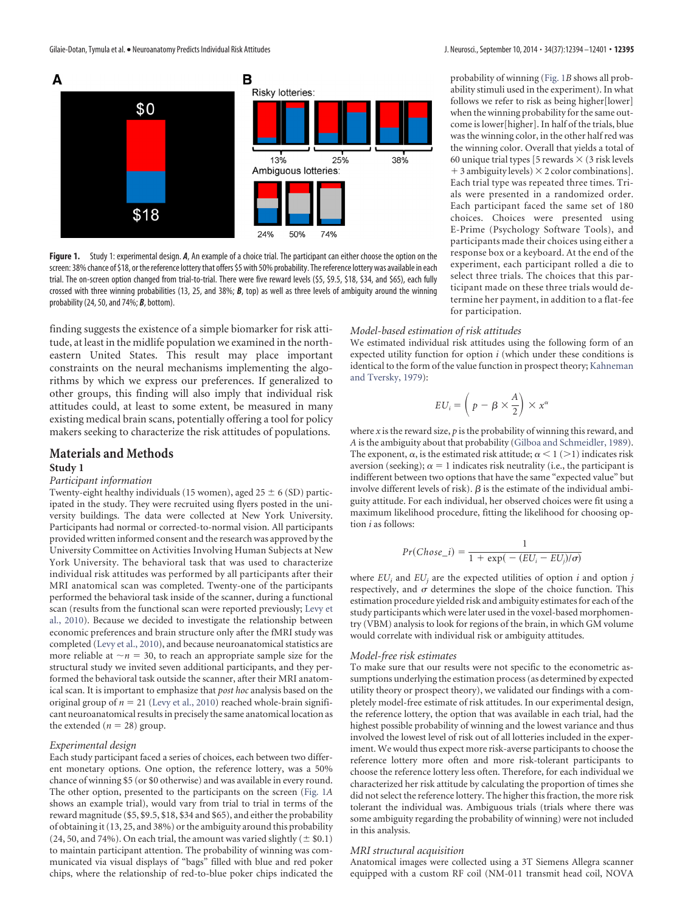Figure 1. Study 1: experimental design. ***A***, An example of a choice trial. The participant can either choose the option on the screen: 38% chance of $18, or the reference lottery that offers $5 with 50% probability. The reference lottery was available in each trial. The on-screen option changed from trial-to-trial. There were five reward levels ($5, $9.5, $18, $34, and $65), each fully crossed with three winning probabilities (13, 25, and 38%; ***B***, top) as well as three levels of ambiguity around the winning probability (24, 50, and 74%; ***B***, bottom).

finding suggests the existence of a simple biomarker for risk attitude, at least in the midlife population we examined in the northeastern United States. This result may place important constraints on the neural mechanisms implementing the algorithms by which we express our preferences. If generalized to other groups, this finding will also imply that individual risk attitudes could, at least to some extent, be measured in many existing medical brain scans, potentially offering a tool for policy makers seeking to characterize the risk attitudes of populations.

## Materials and Methods

### Study 1

*Participant information*

Twenty-eight healthy individuals (15 women), aged 25 ± 6 (SD) participated in the study. They were recruited using flyers posted in the university buildings. The data were collected at New York University. Participants had normal or corrected-to-normal vision. All participants provided written informed consent and the research was approved by the University Committee on Activities Involving Human Subjects at New York University. The behavioral task that was used to characterize individual risk attitudes was performed by all participants after their MRI anatomical scan was completed. Twenty-one of the participants performed the behavioral task inside of the scanner, during a functional scan (results from the functional scan were reported previously; Levy et al., 2010). Because we decided to investigate the relationship between economic preferences and brain structure only after the fMRI study was completed (Levy et al., 2010), and because neuroanatomical statistics are more reliable at $\sim n = 30$, to reach an appropriate sample size for the structural study we invited seven additional participants, and they performed the behavioral task outside the scanner, after their MRI anatomical scan. It is important to emphasize that *post hoc* analysis based on the original group of $n = 21$ (Levy et al., 2010) reached whole-brain significant neuroanatomical results in precisely the same anatomical location as the extended ($n = 28$) group.

*Experimental design*

Each study participant faced a series of choices, each between two different monetary options. One option, the reference lottery, was a 50% chance of winning $5 (or $0 otherwise) and was available in every round. The other option, presented to the participants on the screen (Fig. 1*A* shows an example trial), would vary from trial to trial in terms of the reward magnitude ($5, $9.5, $18, $34 and $65), and either the probability of obtaining it (13, 25, and 38%) or the ambiguity around this probability (24, 50, and 74%). On each trial, the amount was varied slightly (± $0.1) to maintain participant attention. The probability of winning was communicated via visual displays of "bags" filled with blue and red poker chips, where the relationship of red-to-blue poker chips indicated the probability of winning (Fig. 1*B* shows all probability stimuli used in the experiment). In what follows we refer to risk as being higher[lower] when the winning probability for the same outcome is lower[higher]. In half of the trials, blue was the winning color, in the other half red was the winning color. Overall that yields a total of 60 unique trial types [5 rewards × (3 risk levels + 3 ambiguity levels) × 2 color combinations]. Each trial type was repeated three times. Trials were presented in a randomized order. Each participant faced the same set of 180 choices. Choices were presented using E-Prime (Psychology Software Tools), and participants made their choices using either a response box or a keyboard. At the end of the experiment, each participant rolled a die to select three trials. The choices that this participant made on these three trials would determine her payment, in addition to a flat-fee for participation.

*Model-based estimation of risk attitudes*

We estimated individual risk attitudes using the following form of an expected utility function for option $i$ (which under these conditions is identical to the form of the value function in prospect theory; Kahneman and Tversky, 1979):

$$EU_i = \left(p - \beta \times \frac{A}{2}\right) \times x^{\alpha}$$

where $x$ is the reward size, $p$ is the probability of winning this reward, and $A$ is the ambiguity about that probability (Gilboa and Schmeidler, 1989). The exponent, $\alpha$, is the estimated risk attitude; $\alpha < 1$ ($>1$) indicates risk aversion (seeking); $\alpha = 1$ indicates risk neutrality (i.e., the participant is indifferent between two options that have the same "expected value" but involve different levels of risk). $\beta$ is the estimate of the individual ambiguity attitude. For each individual, her observed choices were fit using a maximum likelihood procedure, fitting the likelihood for choosing option $i$ as follows:

$$Pr(Chose\_i) = \frac{1}{1 + \exp(-(EU_i - EU_j)/\sigma)}$$

where $EU_i$ and $EU_j$ are the expected utilities of option $i$ and option $j$ respectively, and $\sigma$ determines the slope of the choice function. This estimation procedure yielded risk and ambiguity estimates for each of the study participants which were later used in the voxel-based morphometry (VBM) analysis to look for regions of the brain, in which GM volume would correlate with individual risk or ambiguity attitudes.

*Model-free risk estimates*

To make sure that our results were not specific to the econometric assumptions underlying the estimation process (as determined by expected utility theory or prospect theory), we validated our findings with a completely model-free estimate of risk attitudes. In our experimental design, the reference lottery, the option that was available in each trial, had the highest possible probability of winning and the lowest variance and thus involved the lowest level of risk out of all lotteries included in the experiment. We would thus expect more risk-averse participants to choose the reference lottery more often and more risk-tolerant participants to choose the reference lottery less often. Therefore, for each individual we characterized her risk attitude by calculating the proportion of times she did not select the reference lottery. The higher this fraction, the more risk tolerant the individual was. Ambiguous trials (trials where there was some ambiguity regarding the probability of winning) were not included in this analysis.

*MRI structural acquisition*

Anatomical images were collected using a 3T Siemens Allegra scanner equipped with a custom RF coil (NM-011 transmit head coil, NOVA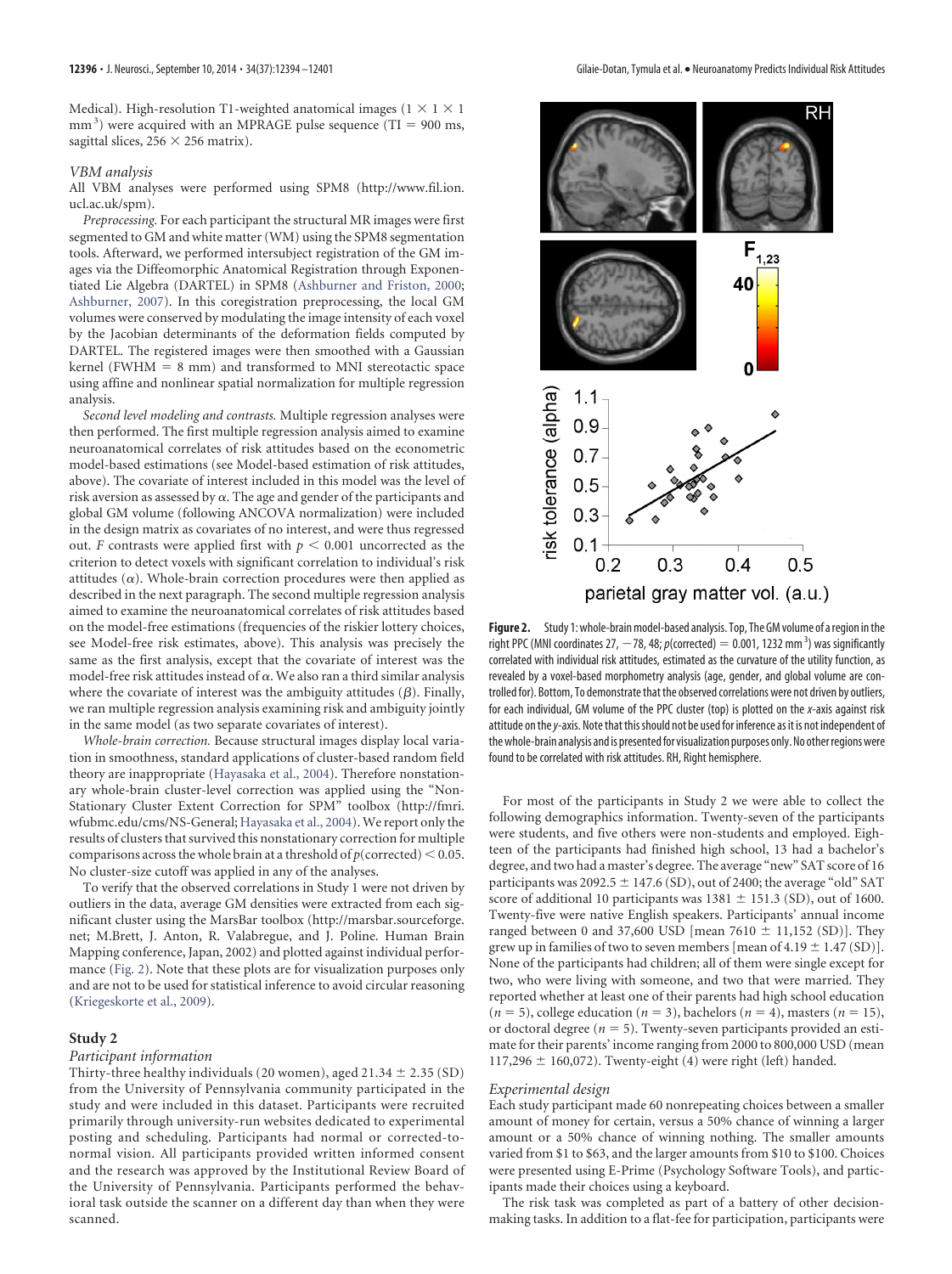Medical). High-resolution T1-weighted anatomical images ($1 \times 1 \times 1$ mm$^3$) were acquired with an MPRAGE pulse sequence (TI = 900 ms, sagittal slices, $256 \times 256$ matrix).

*VBM analysis*

All VBM analyses were performed using SPM8 (http://www.fil.ion.ucl.ac.uk/spm).

*Preprocessing.* For each participant the structural MR images were first segmented to GM and white matter (WM) using the SPM8 segmentation tools. Afterward, we performed intersubject registration of the GM images via the Diffeomorphic Anatomical Registration through Exponentiated Lie Algebra (DARTEL) in SPM8 (Ashburner and Friston, 2000; Ashburner, 2007). In this coregistration preprocessing, the local GM volumes were conserved by modulating the image intensity of each voxel by the Jacobian determinants of the deformation fields computed by DARTEL. The registered images were then smoothed with a Gaussian kernel (FWHM = 8 mm) and transformed to MNI stereotactic space using affine and nonlinear spatial normalization for multiple regression analysis.

*Second level modeling and contrasts.* Multiple regression analyses were then performed. The first multiple regression analysis aimed to examine neuroanatomical correlates of risk attitudes based on the econometric model-based estimations (see Model-based estimation of risk attitudes, above). The covariate of interest included in this model was the level of risk aversion as assessed by $\alpha$. The age and gender of the participants and global GM volume (following ANCOVA normalization) were included in the design matrix as covariates of no interest, and were thus regressed out. *F* contrasts were applied first with $p < 0.001$ uncorrected as the criterion to detect voxels with significant correlation to individual's risk attitudes ($\alpha$). Whole-brain correction procedures were then applied as described in the next paragraph. The second multiple regression analysis aimed to examine the neuroanatomical correlates of risk attitudes based on the model-free estimations (frequencies of the riskier lottery choices, see Model-free risk estimates, above). This analysis was precisely the same as the first analysis, except that the covariate of interest was the model-free risk attitudes instead of $\alpha$. We also ran a third similar analysis where the covariate of interest was the ambiguity attitudes ($\beta$). Finally, we ran multiple regression analysis examining risk and ambiguity jointly in the same model (as two separate covariates of interest).

*Whole-brain correction.* Because structural images display local variation in smoothness, standard applications of cluster-based random field theory are inappropriate (Hayasaka et al., 2004). Therefore nonstationary whole-brain cluster-level correction was applied using the "Non-Stationary Cluster Extent Correction for SPM" toolbox (http://fmri.wfubmc.edu/cms/NS-General; Hayasaka et al., 2004). We report only the results of clusters that survived this nonstationary correction for multiple comparisons across the whole brain at a threshold of $p(\text{corrected}) < 0.05$. No cluster-size cutoff was applied in any of the analyses.

To verify that the observed correlations in Study 1 were not driven by outliers in the data, average GM densities were extracted from each significant cluster using the MarsBar toolbox (http://marsbar.sourceforge.net; M.Brett, J. Anton, R. Valabregue, and J. Poline. Human Brain Mapping conference, Japan, 2002) and plotted against individual performance (Fig. 2). Note that these plots are for visualization purposes only and are not to be used for statistical inference to avoid circular reasoning (Kriegeskorte et al., 2009).

**Figure 2.** Study 1: whole-brain model-based analysis. Top, The GM volume of a region in the right PPC (MNI coordinates 27, −78, 48; $p(\text{corrected}) = 0.001$, 1232 mm$^3$) was significantly correlated with individual risk attitudes, estimated as the curvature of the utility function, as revealed by a voxel-based morphometry analysis (age, gender, and global volume are controlled for). Bottom, To demonstrate that the observed correlations were not driven by outliers, for each individual, GM volume of the PPC cluster (top) is plotted on the *x*-axis against risk attitude on the *y*-axis. Note that this should not be used for inference as it is not independent of the whole-brain analysis and is presented for visualization purposes only. No other regions were found to be correlated with risk attitudes. RH, Right hemisphere.

## Study 2

*Participant information*

Thirty-three healthy individuals (20 women), aged $21.34 \pm 2.35$ (SD) from the University of Pennsylvania community participated in the study and were included in this dataset. Participants were recruited primarily through university-run websites dedicated to experimental posting and scheduling. Participants had normal or corrected-to-normal vision. All participants provided written informed consent and the research was approved by the Institutional Review Board of the University of Pennsylvania. Participants performed the behavioral task outside the scanner on a different day than when they were scanned.

For most of the participants in Study 2 we were able to collect the following demographics information. Twenty-seven of the participants were students, and five others were non-students and employed. Eighteen of the participants had finished high school, 13 had a bachelor's degree, and two had a master's degree. The average "new" SAT score of 16 participants was $2092.5 \pm 147.6$ (SD), out of 2400; the average "old" SAT score of additional 10 participants was $1381 \pm 151.3$ (SD), out of 1600. Twenty-five were native English speakers. Participants' annual income ranged between 0 and 37,600 USD [mean $7610 \pm 11,152$ (SD)]. They grew up in families of two to seven members [mean of $4.19 \pm 1.47$ (SD)]. None of the participants had children; all of them were single except for two, who were living with someone, and two that were married. They reported whether at least one of their parents had high school education ($n = 5$), college education ($n = 3$), bachelors ($n = 4$), masters ($n = 15$), or doctoral degree ($n = 5$). Twenty-seven participants provided an estimate for their parents' income ranging from 2000 to 800,000 USD (mean $117,296 \pm 160,072$). Twenty-eight (4) were right (left) handed.

*Experimental design*

Each study participant made 60 nonrepeating choices between a smaller amount of money for certain, versus a 50% chance of winning a larger amount or a 50% chance of winning nothing. The smaller amounts varied from \$1 to \$63, and the larger amounts from \$10 to \$100. Choices were presented using E-Prime (Psychology Software Tools), and participants made their choices using a keyboard.

The risk task was completed as part of a battery of other decision-making tasks. In addition to a flat-fee for participation, participants were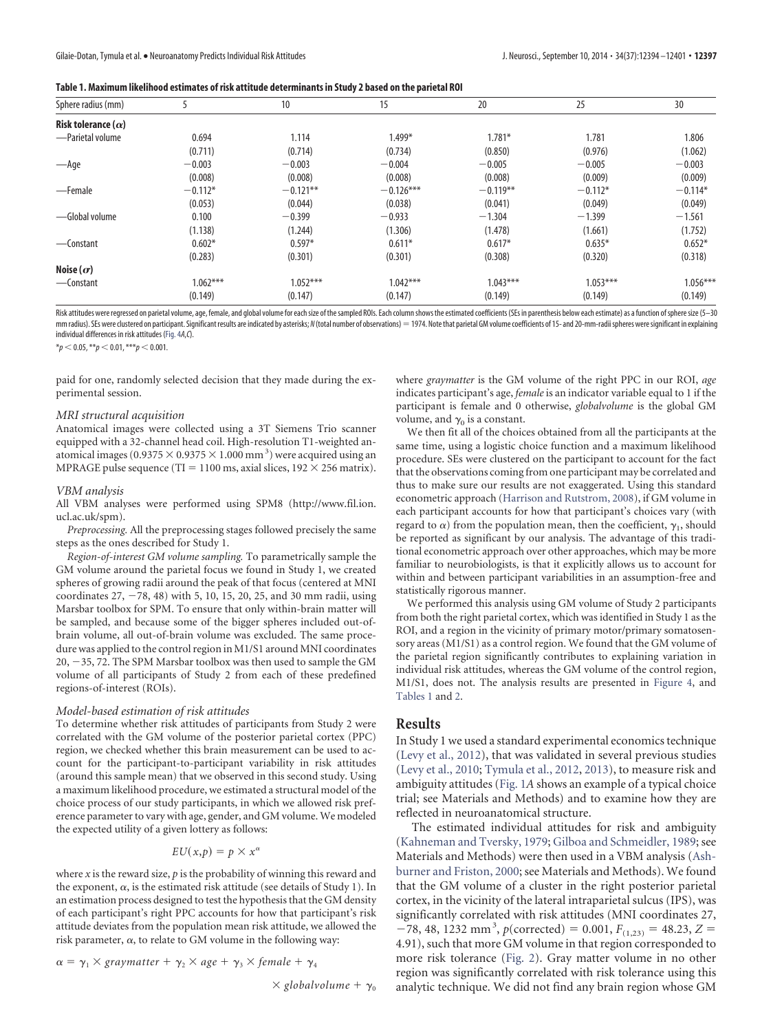**Table 1. Maximum likelihood estimates of risk attitude determinants in Study 2 based on the parietal ROI**

| Sphere radius (mm) | 5 | 10 | 15 | 20 | 25 | 30 |
|---|---|---|---|---|---|---|
| **Risk tolerance ($\alpha$)** | | | | | | |
| —Parietal volume | 0.694 | 1.114 | 1.499* | 1.781* | 1.781 | 1.806 |
| | (0.711) | (0.714) | (0.734) | (0.850) | (0.976) | (1.062) |
| —Age | −0.003 | −0.003 | −0.004 | −0.005 | −0.005 | −0.003 |
| | (0.008) | (0.008) | (0.008) | (0.008) | (0.009) | (0.009) |
| —Female | −0.112* | −0.121** | −0.126*** | −0.119** | −0.112* | −0.114* |
| | (0.053) | (0.044) | (0.038) | (0.041) | (0.049) | (0.049) |
| —Global volume | 0.100 | −0.399 | −0.933 | −1.304 | −1.399 | −1.561 |
| | (1.138) | (1.244) | (1.306) | (1.478) | (1.661) | (1.752) |
| —Constant | 0.602* | 0.597* | 0.611* | 0.617* | 0.635* | 0.652* |
| | (0.283) | (0.301) | (0.301) | (0.308) | (0.320) | (0.318) |
| **Noise ($\sigma$)** | | | | | | |
| —Constant | 1.062*** | 1.052*** | 1.042*** | 1.043*** | 1.053*** | 1.056*** |
| | (0.149) | (0.147) | (0.147) | (0.149) | (0.149) | (0.149) |

Risk attitudes were regressed on parietal volume, age, female, and global volume for each size of the sampled ROIs. Each column shows the estimated coefficients (SEs in parenthesis below each estimate) as a function of sphere size (5–30 mm radius). SEs were clustered on participant. Significant results are indicated by asterisks; *N* (total number of observations) = 1974. Note that parietal GM volume coefficients of 15- and 20-mm-radii spheres were significant in explaining individual differences in risk attitudes (Fig. 4*A*,*C*).

\*$p < 0.05$, \*\*$p < 0.01$, \*\*\*$p < 0.001$.

paid for one, randomly selected decision that they made during the experimental session.

### *MRI structural acquisition*

Anatomical images were collected using a 3T Siemens Trio scanner equipped with a 32-channel head coil. High-resolution T1-weighted anatomical images ($0.9375 \times 0.9375 \times 1.000$ mm$^3$) were acquired using an MPRAGE pulse sequence (TI = 1100 ms, axial slices, $192 \times 256$ matrix).

### *VBM analysis*

All VBM analyses were performed using SPM8 (http://www.fil.ion.ucl.ac.uk/spm).

*Preprocessing.* All the preprocessing stages followed precisely the same steps as the ones described for Study 1.

*Region-of-interest GM volume sampling.* To parametrically sample the GM volume around the parietal focus we found in Study 1, we created spheres of growing radii around the peak of that focus (centered at MNI coordinates 27, −78, 48) with 5, 10, 15, 20, 25, and 30 mm radii, using Marsbar toolbox for SPM. To ensure that only within-brain matter will be sampled, and because some of the bigger spheres included out-of-brain volume, all out-of-brain volume was excluded. The same procedure was applied to the control region in M1/S1 around MNI coordinates 20, −35, 72. The SPM Marsbar toolbox was then used to sample the GM volume of all participants of Study 2 from each of these predefined regions-of-interest (ROIs).

### *Model-based estimation of risk attitudes*

To determine whether risk attitudes of participants from Study 2 were correlated with the GM volume of the posterior parietal cortex (PPC) region, we checked whether this brain measurement can be used to account for the participant-to-participant variability in risk attitudes (around this sample mean) that we observed in this second study. Using a maximum likelihood procedure, we estimated a structural model of the choice process of our study participants, in which we allowed risk preference parameter to vary with age, gender, and GM volume. We modeled the expected utility of a given lottery as follows:

$$EU(x,p) = p \times x^{\alpha}$$

where $x$ is the reward size, $p$ is the probability of winning this reward and the exponent, $\alpha$, is the estimated risk attitude (see details of Study 1). In an estimation process designed to test the hypothesis that the GM density of each participant's right PPC accounts for how that participant's risk attitude deviates from the population mean risk attitude, we allowed the risk parameter, $\alpha$, to relate to GM volume in the following way:

$$\alpha = \gamma_1 \times graymatter + \gamma_2 \times age + \gamma_3 \times female + \gamma_4 \times globalvolume + \gamma_0$$

where *graymatter* is the GM volume of the right PPC in our ROI, *age* indicates participant's age, *female* is an indicator variable equal to 1 if the participant is female and 0 otherwise, *globalvolume* is the global GM volume, and $\gamma_0$ is a constant.

We then fit all of the choices obtained from all the participants at the same time, using a logistic choice function and a maximum likelihood procedure. SEs were clustered on the participant to account for the fact that the observations coming from one participant may be correlated and thus to make sure our results are not exaggerated. Using this standard econometric approach (Harrison and Rutstrom, 2008), if GM volume in each participant accounts for how that participant's choices vary (with regard to $\alpha$) from the population mean, then the coefficient, $\gamma_1$, should be reported as significant by our analysis. The advantage of this traditional econometric approach over other approaches, which may be more familiar to neurobiologists, is that it explicitly allows us to account for within and between participant variabilities in an assumption-free and statistically rigorous manner.

We performed this analysis using GM volume of Study 2 participants from both the right parietal cortex, which was identified in Study 1 as the ROI, and a region in the vicinity of primary motor/primary somatosensory areas (M1/S1) as a control region. We found that the GM volume of the parietal region significantly contributes to explaining variation in individual risk attitudes, whereas the GM volume of the control region, M1/S1, does not. The analysis results are presented in Figure 4, and Tables 1 and 2.

## Results

In Study 1 we used a standard experimental economics technique (Levy et al., 2012), that was validated in several previous studies (Levy et al., 2010; Tymula et al., 2012, 2013), to measure risk and ambiguity attitudes (Fig. 1*A* shows an example of a typical choice trial; see Materials and Methods) and to examine how they are reflected in neuroanatomical structure.

The estimated individual attitudes for risk and ambiguity (Kahneman and Tversky, 1979; Gilboa and Schmeidler, 1989; see Materials and Methods) were then used in a VBM analysis (Ashburner and Friston, 2000; see Materials and Methods). We found that the GM volume of a cluster in the right posterior parietal cortex, in the vicinity of the lateral intraparietal sulcus (IPS), was significantly correlated with risk attitudes (MNI coordinates 27, −78, 48, 1232 mm$^3$, $p$(corrected) = 0.001, $F_{(1,23)} = 48.23$, $Z = 4.91$), such that more GM volume in that region corresponded to more risk tolerance (Fig. 2). Gray matter volume in no other region was significantly correlated with risk tolerance using this analytic technique. We did not find any brain region whose GM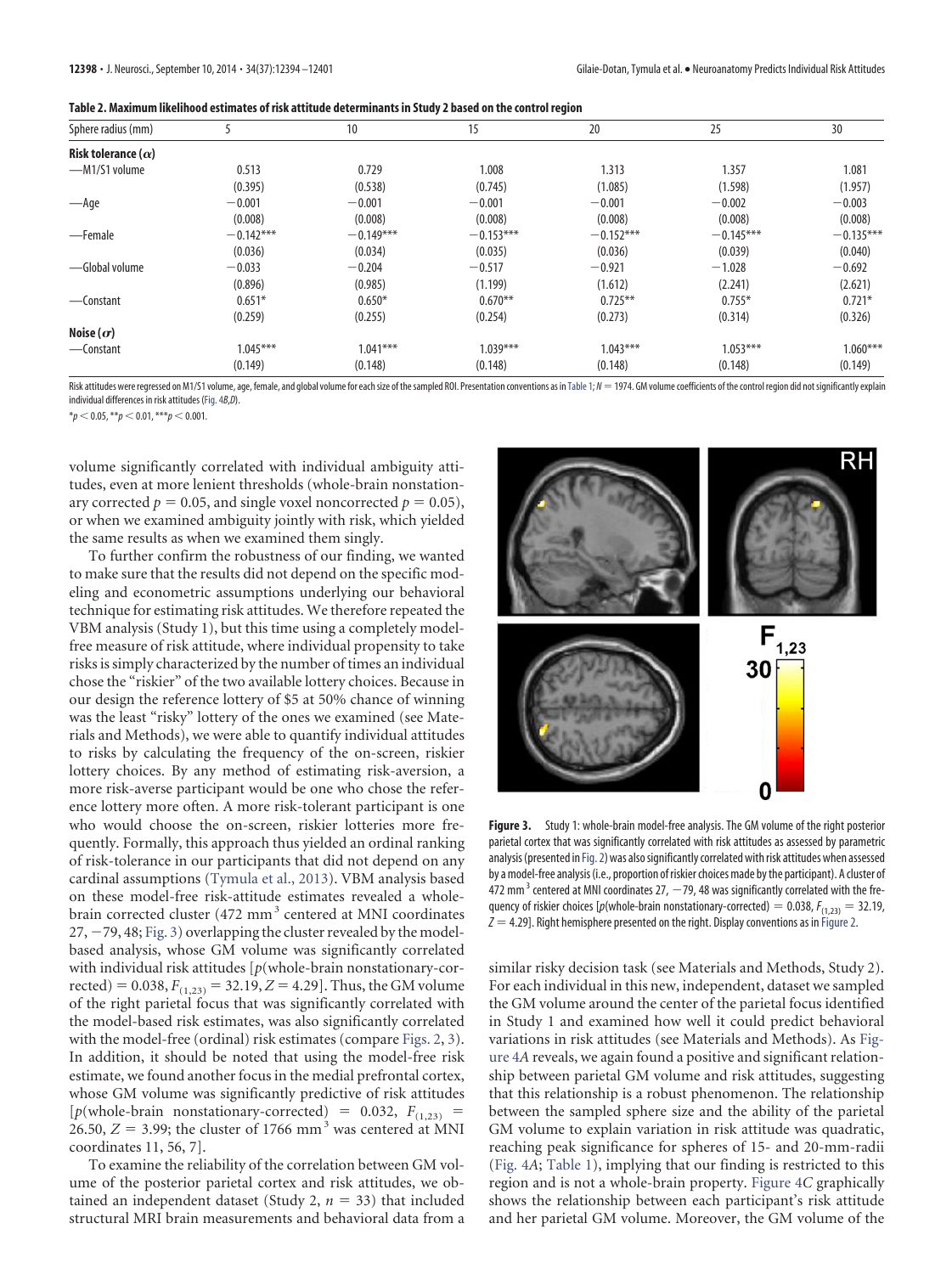**Table 2. Maximum likelihood estimates of risk attitude determinants in Study 2 based on the control region**

| Sphere radius (mm) | 5 | 10 | 15 | 20 | 25 | 30 |
|---|---|---|---|---|---|---|
| **Risk tolerance ($\alpha$)** | | | | | | |
| —M1/S1 volume | 0.513 | 0.729 | 1.008 | 1.313 | 1.357 | 1.081 |
| | (0.395) | (0.538) | (0.745) | (1.085) | (1.598) | (1.957) |
| —Age | −0.001 | −0.001 | −0.001 | −0.001 | −0.002 | −0.003 |
| | (0.008) | (0.008) | (0.008) | (0.008) | (0.008) | (0.008) |
| —Female | −0.142*** | −0.149*** | −0.153*** | −0.152*** | −0.145*** | −0.135*** |
| | (0.036) | (0.034) | (0.035) | (0.036) | (0.039) | (0.040) |
| —Global volume | −0.033 | −0.204 | −0.517 | −0.921 | −1.028 | −0.692 |
| | (0.896) | (0.985) | (1.199) | (1.612) | (2.241) | (2.621) |
| —Constant | 0.651* | 0.650* | 0.670** | 0.725** | 0.755* | 0.721* |
| | (0.259) | (0.255) | (0.254) | (0.273) | (0.314) | (0.326) |
| **Noise ($\sigma$)** | | | | | | |
| —Constant | 1.045*** | 1.041*** | 1.039*** | 1.043*** | 1.053*** | 1.060*** |
| | (0.149) | (0.148) | (0.148) | (0.148) | (0.148) | (0.149) |

Risk attitudes were regressed on M1/S1 volume, age, female, and global volume for each size of the sampled ROI. Presentation conventions as in Table 1; $N = 1974$. GM volume coefficients of the control region did not significantly explain individual differences in risk attitudes (Fig. 4*B*,*D*).

*$p < 0.05$, **$p < 0.01$, ***$p < 0.001$.

volume significantly correlated with individual ambiguity attitudes, even at more lenient thresholds (whole-brain nonstationary corrected $p = 0.05$, and single voxel noncorrected $p = 0.05$), or when we examined ambiguity jointly with risk, which yielded the same results as when we examined them singly.

To further confirm the robustness of our finding, we wanted to make sure that the results did not depend on the specific modeling and econometric assumptions underlying our behavioral technique for estimating risk attitudes. We therefore repeated the VBM analysis (Study 1), but this time using a completely model-free measure of risk attitude, where individual propensity to take risks is simply characterized by the number of times an individual chose the "riskier" of the two available lottery choices. Because in our design the reference lottery of $5 at 50% chance of winning was the least "risky" lottery of the ones we examined (see Materials and Methods), we were able to quantify individual attitudes to risks by calculating the frequency of the on-screen, riskier lottery choices. By any method of estimating risk-aversion, a more risk-averse participant would be one who chose the reference lottery more often. A more risk-tolerant participant is one who would choose the on-screen, riskier lotteries more frequently. Formally, this approach thus yielded an ordinal ranking of risk-tolerance in our participants that did not depend on any cardinal assumptions (Tymula et al., 2013). VBM analysis based on these model-free risk-attitude estimates revealed a whole-brain corrected cluster (472 mm$^3$ centered at MNI coordinates 27, −79, 48; Fig. 3) overlapping the cluster revealed by the model-based analysis, whose GM volume was significantly correlated with individual risk attitudes [$p$(whole-brain nonstationary-corrected) = 0.038, $F_{(1,23)} = 32.19$, $Z = 4.29$]. Thus, the GM volume of the right parietal focus that was significantly correlated with the model-based risk estimates, was also significantly correlated with the model-free (ordinal) risk estimates (compare Figs. 2, 3). In addition, it should be noted that using the model-free risk estimate, we found another focus in the medial prefrontal cortex, whose GM volume was significantly predictive of risk attitudes [$p$(whole-brain nonstationary-corrected) = 0.032, $F_{(1,23)} = 26.50$, $Z = 3.99$; the cluster of 1766 mm$^3$ was centered at MNI coordinates 11, 56, 7].

To examine the reliability of the correlation between GM volume of the posterior parietal cortex and risk attitudes, we obtained an independent dataset (Study 2, $n = 33$) that included structural MRI brain measurements and behavioral data from a similar risky decision task (see Materials and Methods, Study 2). For each individual in this new, independent, dataset we sampled the GM volume around the center of the parietal focus identified in Study 1 and examined how well it could predict behavioral variations in risk attitudes (see Materials and Methods). As Figure 4*A* reveals, we again found a positive and significant relationship between parietal GM volume and risk attitudes, suggesting that this relationship is a robust phenomenon. The relationship between the sampled sphere size and the ability of the parietal GM volume to explain variation in risk attitude was quadratic, reaching peak significance for spheres of 15- and 20-mm-radii (Fig. 4*A*; Table 1), implying that our finding is restricted to this region and is not a whole-brain property. Figure 4*C* graphically shows the relationship between each participant's risk attitude and her parietal GM volume. Moreover, the GM volume of the

**Figure 3.** Study 1: whole-brain model-free analysis. The GM volume of the right posterior parietal cortex that was significantly correlated with risk attitudes as assessed by parametric analysis (presented in Fig. 2) was also significantly correlated with risk attitudes when assessed by a model-free analysis (i.e., proportion of riskier choices made by the participant). A cluster of 472 mm$^3$ centered at MNI coordinates 27, −79, 48 was significantly correlated with the frequency of riskier choices [$p$(whole-brain nonstationary-corrected) = 0.038, $F_{(1,23)} = 32.19$, $Z = 4.29$]. Right hemisphere presented on the right. Display conventions as in Figure 2.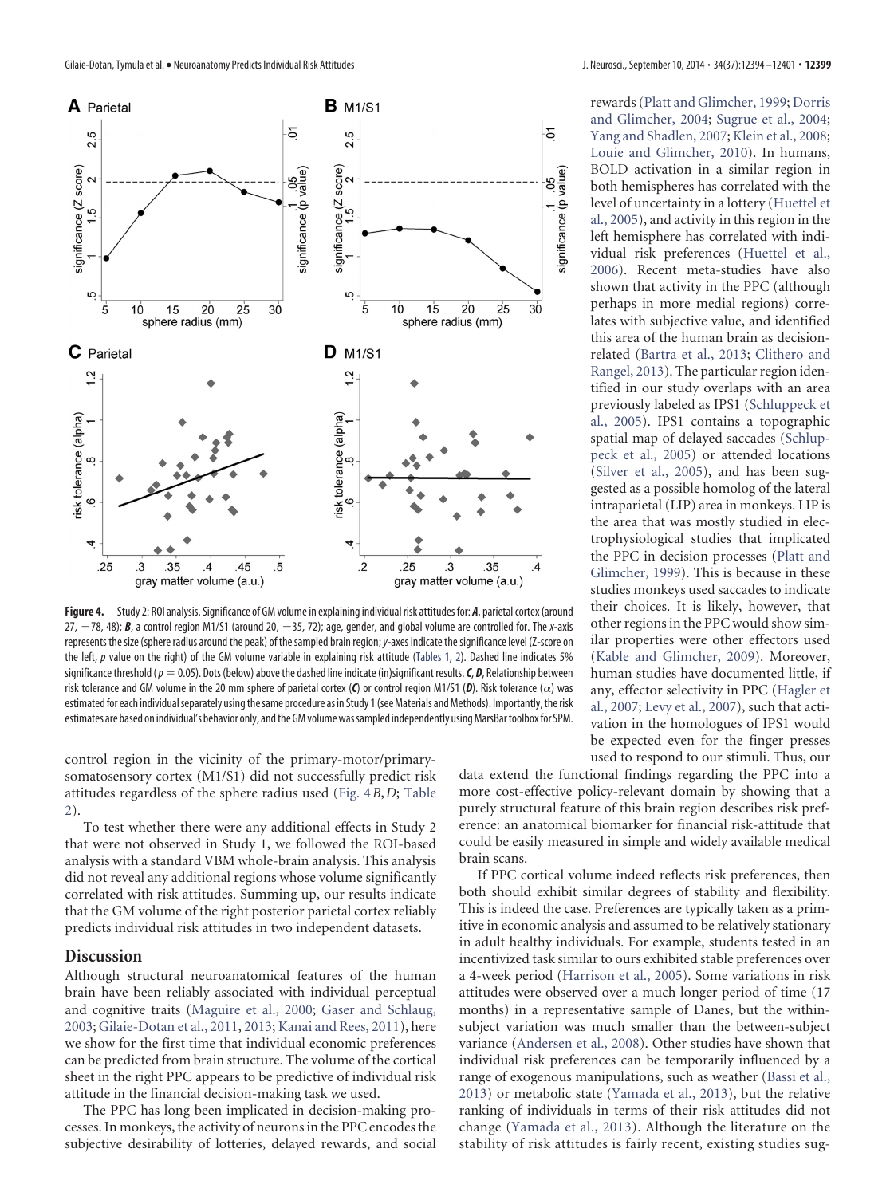**Figure 4.** Study 2: ROI analysis. Significance of GM volume in explaining individual risk attitudes for: ***A***, parietal cortex (around 27, −78, 48); ***B***, a control region M1/S1 (around 20, −35, 72); age, gender, and global volume are controlled for. The *x*-axis represents the size (sphere radius around the peak) of the sampled brain region; *y*-axes indicate the significance level (*Z*-score on the left, *p* value on the right) of the GM volume variable in explaining risk attitude (Tables 1, 2). Dashed line indicates 5% significance threshold ($p = 0.05$). Dots (below) above the dashed line indicate (in)significant results. ***C***, ***D***, Relationship between risk tolerance and GM volume in the 20 mm sphere of parietal cortex (***C***) or control region M1/S1 (***D***). Risk tolerance ($\alpha$) was estimated for each individual separately using the same procedure as in Study 1 (see Materials and Methods). Importantly, the risk estimates are based on individual's behavior only, and the GM volume was sampled independently using MarsBar toolbox for SPM.

control region in the vicinity of the primary-motor/primary-somatosensory cortex (M1/S1) did not successfully predict risk attitudes regardless of the sphere radius used (Fig. 4*B*,*D*; Table 2).

To test whether there were any additional effects in Study 2 that were not observed in Study 1, we followed the ROI-based analysis with a standard VBM whole-brain analysis. This analysis did not reveal any additional regions whose volume significantly correlated with risk attitudes. Summing up, our results indicate that the GM volume of the right posterior parietal cortex reliably predicts individual risk attitudes in two independent datasets.

## Discussion

Although structural neuroanatomical features of the human brain have been reliably associated with individual perceptual and cognitive traits (Maguire et al., 2000; Gaser and Schlaug, 2003; Gilaie-Dotan et al., 2011, 2013; Kanai and Rees, 2011), here we show for the first time that individual economic preferences can be predicted from brain structure. The volume of the cortical sheet in the right PPC appears to be predictive of individual risk attitude in the financial decision-making task we used.

The PPC has long been implicated in decision-making processes. In monkeys, the activity of neurons in the PPC encodes the subjective desirability of lotteries, delayed rewards, and social rewards (Platt and Glimcher, 1999; Dorris and Glimcher, 2004; Sugrue et al., 2004; Yang and Shadlen, 2007; Klein et al., 2008; Louie and Glimcher, 2010). In humans, BOLD activation in a similar region in both hemispheres has correlated with the level of uncertainty in a lottery (Huettel et al., 2005), and activity in this region in the left hemisphere has correlated with individual risk preferences (Huettel et al., 2006). Recent meta-studies have also shown that activity in the PPC (although perhaps in more medial regions) correlates with subjective value, and identified this area of the human brain as decision-related (Bartra et al., 2013; Clithero and Rangel, 2013). The particular region identified in our study overlaps with an area previously labeled as IPS1 (Schluppeck et al., 2005). IPS1 contains a topographic spatial map of delayed saccades (Schluppeck et al., 2005) or attended locations (Silver et al., 2005), and has been suggested as a possible homolog of the lateral intraparietal (LIP) area in monkeys. LIP is the area that was mostly studied in electrophysiological studies that implicated the PPC in decision processes (Platt and Glimcher, 1999). This is because in these studies monkeys used saccades to indicate their choices. It is likely, however, that other regions in the PPC would show similar properties were other effectors used (Kable and Glimcher, 2009). Moreover, human studies have documented little, if any, effector selectivity in PPC (Hagler et al., 2007; Levy et al., 2007), such that activation in the homologues of IPS1 would be expected even for the finger presses used to respond to our stimuli. Thus, our data extend the functional findings regarding the PPC into a more cost-effective policy-relevant domain by showing that a purely structural feature of this brain region describes risk preference: an anatomical biomarker for financial risk-attitude that could be easily measured in simple and widely available medical brain scans.

If PPC cortical volume indeed reflects risk preferences, then both should exhibit similar degrees of stability and flexibility. This is indeed the case. Preferences are typically taken as a primitive in economic analysis and assumed to be relatively stationary in adult healthy individuals. For example, students tested in an incentivized task similar to ours exhibited stable preferences over a 4-week period (Harrison et al., 2005). Some variations in risk attitudes were observed over a much longer period of time (17 months) in a representative sample of Danes, but the within-subject variation was much smaller than the between-subject variance (Andersen et al., 2008). Other studies have shown that individual risk preferences can be temporarily influenced by a range of exogenous manipulations, such as weather (Bassi et al., 2013) or metabolic state (Yamada et al., 2013), but the relative ranking of individuals in terms of their risk attitudes did not change (Yamada et al., 2013). Although the literature on the stability of risk attitudes is fairly recent, existing studies sug-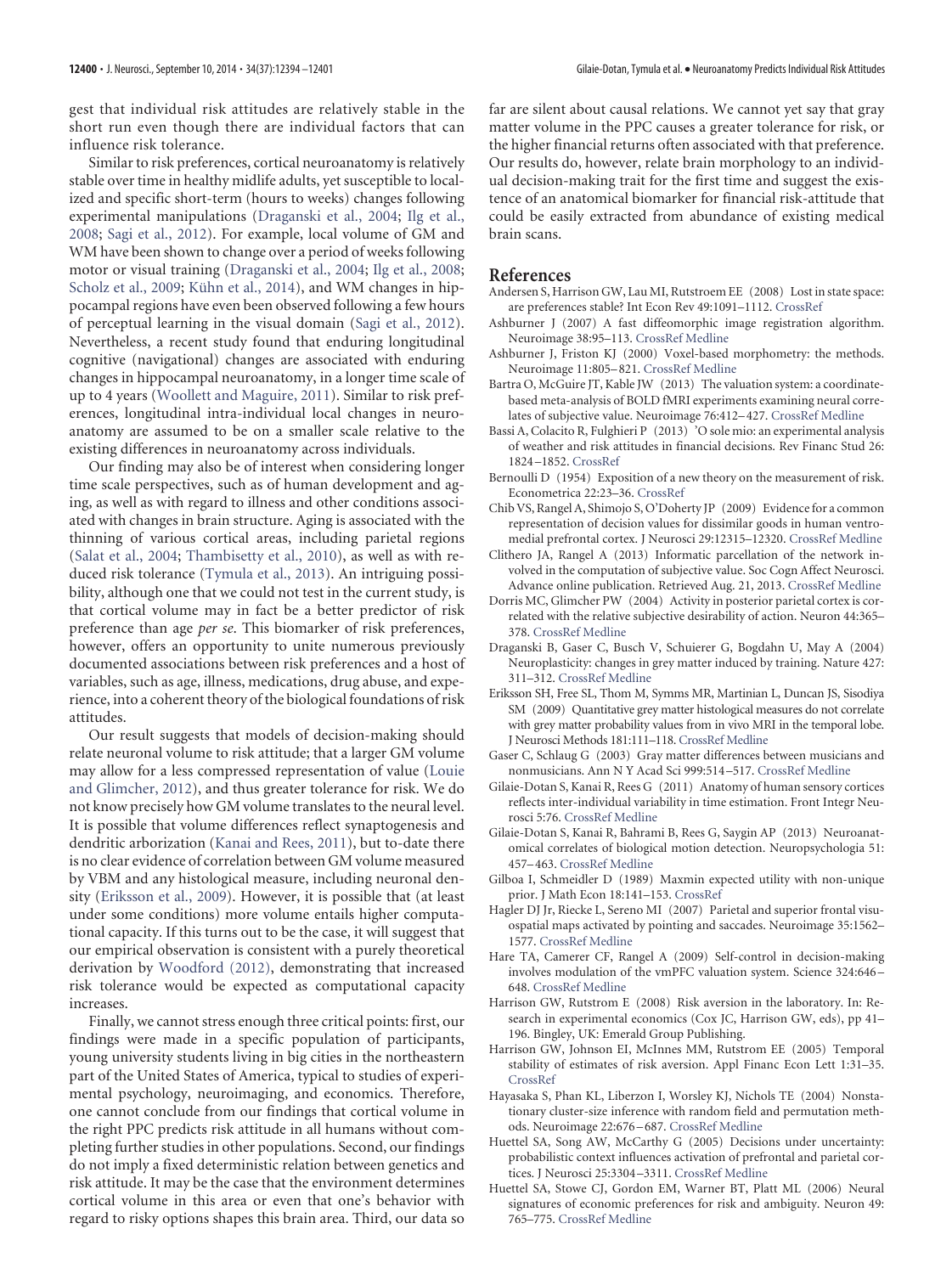gest that individual risk attitudes are relatively stable in the short run even though there are individual factors that can influence risk tolerance.

Similar to risk preferences, cortical neuroanatomy is relatively stable over time in healthy midlife adults, yet susceptible to localized and specific short-term (hours to weeks) changes following experimental manipulations (Draganski et al., 2004; Ilg et al., 2008; Sagi et al., 2012). For example, local volume of GM and WM have been shown to change over a period of weeks following motor or visual training (Draganski et al., 2004; Ilg et al., 2008; Scholz et al., 2009; Kühn et al., 2014), and WM changes in hippocampal regions have even been observed following a few hours of perceptual learning in the visual domain (Sagi et al., 2012). Nevertheless, a recent study found that enduring longitudinal cognitive (navigational) changes are associated with enduring changes in hippocampal neuroanatomy, in a longer time scale of up to 4 years (Woollett and Maguire, 2011). Similar to risk preferences, longitudinal intra-individual local changes in neuroanatomy are assumed to be on a smaller scale relative to the existing differences in neuroanatomy across individuals.

Our finding may also be of interest when considering longer time scale perspectives, such as of human development and aging, as well as with regard to illness and other conditions associated with changes in brain structure. Aging is associated with the thinning of various cortical areas, including parietal regions (Salat et al., 2004; Thambisetty et al., 2010), as well as with reduced risk tolerance (Tymula et al., 2013). An intriguing possibility, although one that we could not test in the current study, is that cortical volume may in fact be a better predictor of risk preference than age *per se*. This biomarker of risk preferences, however, offers an opportunity to unite numerous previously documented associations between risk preferences and a host of variables, such as age, illness, medications, drug abuse, and experience, into a coherent theory of the biological foundations of risk attitudes.

Our result suggests that models of decision-making should relate neuronal volume to risk attitude; that a larger GM volume may allow for a less compressed representation of value (Louie and Glimcher, 2012), and thus greater tolerance for risk. We do not know precisely how GM volume translates to the neural level. It is possible that volume differences reflect synaptogenesis and dendritic arborization (Kanai and Rees, 2011), but to-date there is no clear evidence of correlation between GM volume measured by VBM and any histological measure, including neuronal density (Eriksson et al., 2009). However, it is possible that (at least under some conditions) more volume entails higher computational capacity. If this turns out to be the case, it will suggest that our empirical observation is consistent with a purely theoretical derivation by Woodford (2012), demonstrating that increased risk tolerance would be expected as computational capacity increases.

Finally, we cannot stress enough three critical points: first, our findings were made in a specific population of participants, young university students living in big cities in the northeastern part of the United States of America, typical to studies of experimental psychology, neuroimaging, and economics. Therefore, one cannot conclude from our findings that cortical volume in the right PPC predicts risk attitude in all humans without completing further studies in other populations. Second, our findings do not imply a fixed deterministic relation between genetics and risk attitude. It may be the case that the environment determines cortical volume in this area or even that one's behavior with regard to risky options shapes this brain area. Third, our data so far are silent about causal relations. We cannot yet say that gray matter volume in the PPC causes a greater tolerance for risk, or the higher financial returns often associated with that preference. Our results do, however, relate brain morphology to an individual decision-making trait for the first time and suggest the existence of an anatomical biomarker for financial risk-attitude that could be easily extracted from abundance of existing medical brain scans.

## References

Andersen S, Harrison GW, Lau MI, Rutstroem EE (2008) Lost in state space: are preferences stable? Int Econ Rev 49:1091–1112. CrossRef

Ashburner J (2007) A fast diffeomorphic image registration algorithm. Neuroimage 38:95–113. CrossRef Medline

Ashburner J, Friston KJ (2000) Voxel-based morphometry: the methods. Neuroimage 11:805–821. CrossRef Medline

Bartra O, McGuire JT, Kable JW (2013) The valuation system: a coordinate-based meta-analysis of BOLD fMRI experiments examining neural correlates of subjective value. Neuroimage 76:412–427. CrossRef Medline

Bassi A, Colacito R, Fulghieri P (2013) 'O sole mio: an experimental analysis of weather and risk attitudes in financial decisions. Rev Financ Stud 26: 1824–1852. CrossRef

Bernoulli D (1954) Exposition of a new theory on the measurement of risk. Econometrica 22:23–36. CrossRef

Chib VS, Rangel A, Shimojo S, O'Doherty JP (2009) Evidence for a common representation of decision values for dissimilar goods in human ventromedial prefrontal cortex. J Neurosci 29:12315–12320. CrossRef Medline

Clithero JA, Rangel A (2013) Informatic parcellation of the network involved in the computation of subjective value. Soc Cogn Affect Neurosci. Advance online publication. Retrieved Aug. 21, 2013. CrossRef Medline

Dorris MC, Glimcher PW (2004) Activity in posterior parietal cortex is correlated with the relative subjective desirability of action. Neuron 44:365–378. CrossRef Medline

Draganski B, Gaser C, Busch V, Schuierer G, Bogdahn U, May A (2004) Neuroplasticity: changes in grey matter induced by training. Nature 427: 311–312. CrossRef Medline

Eriksson SH, Free SL, Thom M, Symms MR, Martinian L, Duncan JS, Sisodiya SM (2009) Quantitative grey matter histological measures do not correlate with grey matter probability values from in vivo MRI in the temporal lobe. J Neurosci Methods 181:111–118. CrossRef Medline

Gaser C, Schlaug G (2003) Gray matter differences between musicians and nonmusicians. Ann N Y Acad Sci 999:514–517. CrossRef Medline

Gilaie-Dotan S, Kanai R, Rees G (2011) Anatomy of human sensory cortices reflects inter-individual variability in time estimation. Front Integr Neurosci 5:76. CrossRef Medline

Gilaie-Dotan S, Kanai R, Bahrami B, Rees G, Saygin AP (2013) Neuroanatomical correlates of biological motion detection. Neuropsychologia 51: 457–463. CrossRef Medline

Gilboa I, Schmeidler D (1989) Maxmin expected utility with non-unique prior. J Math Econ 18:141–153. CrossRef

Hagler DJ Jr, Riecke L, Sereno MI (2007) Parietal and superior frontal visuospatial maps activated by pointing and saccades. Neuroimage 35:1562–1577. CrossRef Medline

Hare TA, Camerer CF, Rangel A (2009) Self-control in decision-making involves modulation of the vmPFC valuation system. Science 324:646–648. CrossRef Medline

Harrison GW, Rutstrom E (2008) Risk aversion in the laboratory. In: Research in experimental economics (Cox JC, Harrison GW, eds), pp 41–196. Bingley, UK: Emerald Group Publishing.

Harrison GW, Johnson EI, McInnes MM, Rutstrom EE (2005) Temporal stability of estimates of risk aversion. Appl Financ Econ Lett 1:31–35. CrossRef

Hayasaka S, Phan KL, Liberzon I, Worsley KJ, Nichols TE (2004) Nonstationary cluster-size inference with random field and permutation methods. Neuroimage 22:676–687. CrossRef Medline

Huettel SA, Song AW, McCarthy G (2005) Decisions under uncertainty: probabilistic context influences activation of prefrontal and parietal cortices. J Neurosci 25:3304–3311. CrossRef Medline

Huettel SA, Stowe CJ, Gordon EM, Warner BT, Platt ML (2006) Neural signatures of economic preferences for risk and ambiguity. Neuron 49: 765–775. CrossRef Medline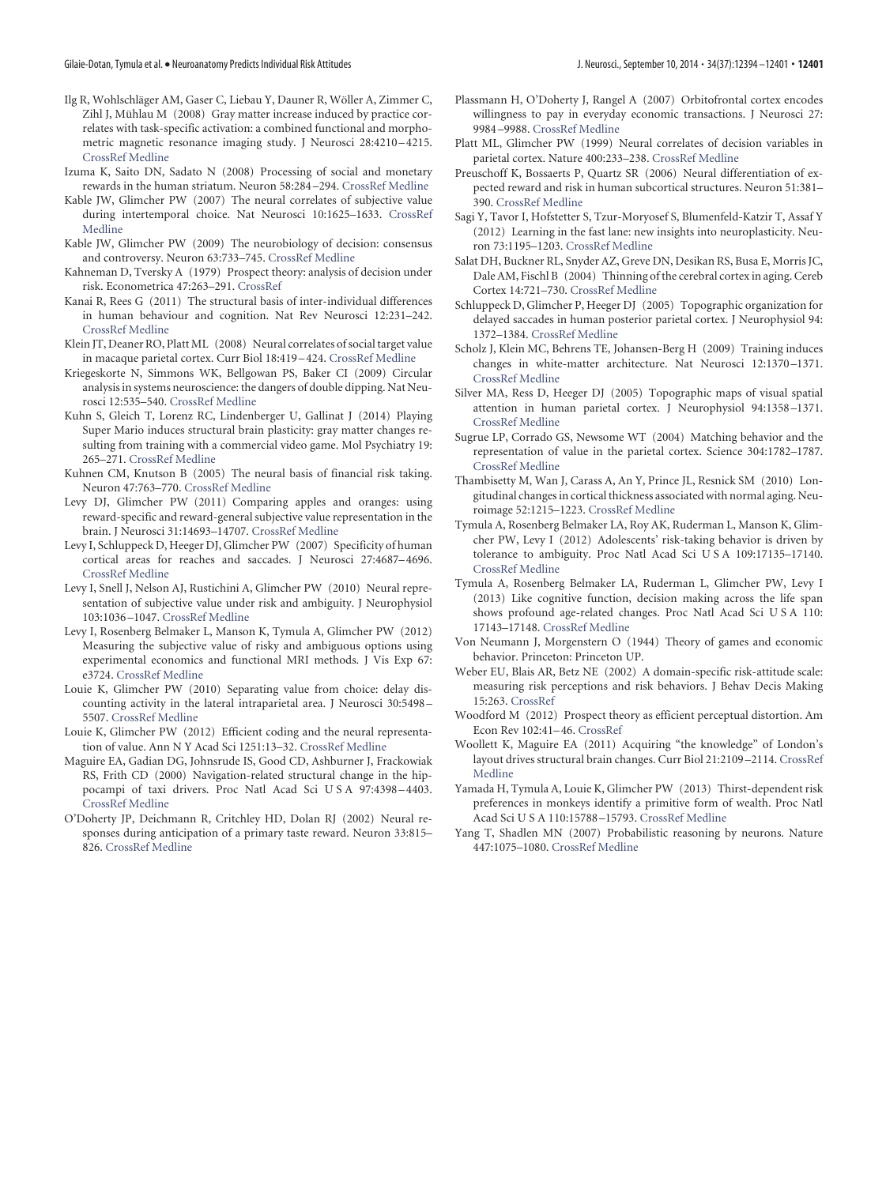Ilg R, Wohlschläger AM, Gaser C, Liebau Y, Dauner R, Wöller A, Zimmer C, Zihl J, Mühlau M (2008) Gray matter increase induced by practice correlates with task-specific activation: a combined functional and morphometric magnetic resonance imaging study. J Neurosci 28:4210–4215. CrossRef Medline

Izuma K, Saito DN, Sadato N (2008) Processing of social and monetary rewards in the human striatum. Neuron 58:284–294. CrossRef Medline

Kable JW, Glimcher PW (2007) The neural correlates of subjective value during intertemporal choice. Nat Neurosci 10:1625–1633. CrossRef Medline

Kable JW, Glimcher PW (2009) The neurobiology of decision: consensus and controversy. Neuron 63:733–745. CrossRef Medline

Kahneman D, Tversky A (1979) Prospect theory: analysis of decision under risk. Econometrica 47:263–291. CrossRef

Kanai R, Rees G (2011) The structural basis of inter-individual differences in human behaviour and cognition. Nat Rev Neurosci 12:231–242. CrossRef Medline

Klein JT, Deaner RO, Platt ML (2008) Neural correlates of social target value in macaque parietal cortex. Curr Biol 18:419–424. CrossRef Medline

Kriegeskorte N, Simmons WK, Bellgowan PS, Baker CI (2009) Circular analysis in systems neuroscience: the dangers of double dipping. Nat Neurosci 12:535–540. CrossRef Medline

Kuhn S, Gleich T, Lorenz RC, Lindenberger U, Gallinat J (2014) Playing Super Mario induces structural brain plasticity: gray matter changes resulting from training with a commercial video game. Mol Psychiatry 19: 265–271. CrossRef Medline

Kuhnen CM, Knutson B (2005) The neural basis of financial risk taking. Neuron 47:763–770. CrossRef Medline

Levy DJ, Glimcher PW (2011) Comparing apples and oranges: using reward-specific and reward-general subjective value representation in the brain. J Neurosci 31:14693–14707. CrossRef Medline

Levy I, Schluppeck D, Heeger DJ, Glimcher PW (2007) Specificity of human cortical areas for reaches and saccades. J Neurosci 27:4687–4696. CrossRef Medline

Levy I, Snell J, Nelson AJ, Rustichini A, Glimcher PW (2010) Neural representation of subjective value under risk and ambiguity. J Neurophysiol 103:1036–1047. CrossRef Medline

Levy I, Rosenberg Belmaker L, Manson K, Tymula A, Glimcher PW (2012) Measuring the subjective value of risky and ambiguous options using experimental economics and functional MRI methods. J Vis Exp 67: e3724. CrossRef Medline

Louie K, Glimcher PW (2010) Separating value from choice: delay discounting activity in the lateral intraparietal area. J Neurosci 30:5498–5507. CrossRef Medline

Louie K, Glimcher PW (2012) Efficient coding and the neural representation of value. Ann N Y Acad Sci 1251:13–32. CrossRef Medline

Maguire EA, Gadian DG, Johnsrude IS, Good CD, Ashburner J, Frackowiak RS, Frith CD (2000) Navigation-related structural change in the hippocampi of taxi drivers. Proc Natl Acad Sci U S A 97:4398–4403. CrossRef Medline

O'Doherty JP, Deichmann R, Critchley HD, Dolan RJ (2002) Neural responses during anticipation of a primary taste reward. Neuron 33:815–826. CrossRef Medline

Plassmann H, O'Doherty J, Rangel A (2007) Orbitofrontal cortex encodes willingness to pay in everyday economic transactions. J Neurosci 27: 9984–9988. CrossRef Medline

Platt ML, Glimcher PW (1999) Neural correlates of decision variables in parietal cortex. Nature 400:233–238. CrossRef Medline

Preuschoff K, Bossaerts P, Quartz SR (2006) Neural differentiation of expected reward and risk in human subcortical structures. Neuron 51:381–390. CrossRef Medline

Sagi Y, Tavor I, Hofstetter S, Tzur-Moryosef S, Blumenfeld-Katzir T, Assaf Y (2012) Learning in the fast lane: new insights into neuroplasticity. Neuron 73:1195–1203. CrossRef Medline

Salat DH, Buckner RL, Snyder AZ, Greve DN, Desikan RS, Busa E, Morris JC, Dale AM, Fischl B (2004) Thinning of the cerebral cortex in aging. Cereb Cortex 14:721–730. CrossRef Medline

Schluppeck D, Glimcher P, Heeger DJ (2005) Topographic organization for delayed saccades in human posterior parietal cortex. J Neurophysiol 94: 1372–1384. CrossRef Medline

Scholz J, Klein MC, Behrens TE, Johansen-Berg H (2009) Training induces changes in white-matter architecture. Nat Neurosci 12:1370–1371. CrossRef Medline

Silver MA, Ress D, Heeger DJ (2005) Topographic maps of visual spatial attention in human parietal cortex. J Neurophysiol 94:1358–1371. CrossRef Medline

Sugrue LP, Corrado GS, Newsome WT (2004) Matching behavior and the representation of value in the parietal cortex. Science 304:1782–1787. CrossRef Medline

Thambisetty M, Wan J, Carass A, An Y, Prince JL, Resnick SM (2010) Longitudinal changes in cortical thickness associated with normal aging. Neuroimage 52:1215–1223. CrossRef Medline

Tymula A, Rosenberg Belmaker LA, Roy AK, Ruderman L, Manson K, Glimcher PW, Levy I (2012) Adolescents' risk-taking behavior is driven by tolerance to ambiguity. Proc Natl Acad Sci U S A 109:17135–17140. CrossRef Medline

Tymula A, Rosenberg Belmaker LA, Ruderman L, Glimcher PW, Levy I (2013) Like cognitive function, decision making across the life span shows profound age-related changes. Proc Natl Acad Sci U S A 110: 17143–17148. CrossRef Medline

Von Neumann J, Morgenstern O (1944) Theory of games and economic behavior. Princeton: Princeton UP.

Weber EU, Blais AR, Betz NE (2002) A domain-specific risk-attitude scale: measuring risk perceptions and risk behaviors. J Behav Decis Making 15:263. CrossRef

Woodford M (2012) Prospect theory as efficient perceptual distortion. Am Econ Rev 102:41–46. CrossRef

Woollett K, Maguire EA (2011) Acquiring "the knowledge" of London's layout drives structural brain changes. Curr Biol 21:2109–2114. CrossRef Medline

Yamada H, Tymula A, Louie K, Glimcher PW (2013) Thirst-dependent risk preferences in monkeys identify a primitive form of wealth. Proc Natl Acad Sci U S A 110:15788–15793. CrossRef Medline

Yang T, Shadlen MN (2007) Probabilistic reasoning by neurons. Nature 447:1075–1080. CrossRef Medline